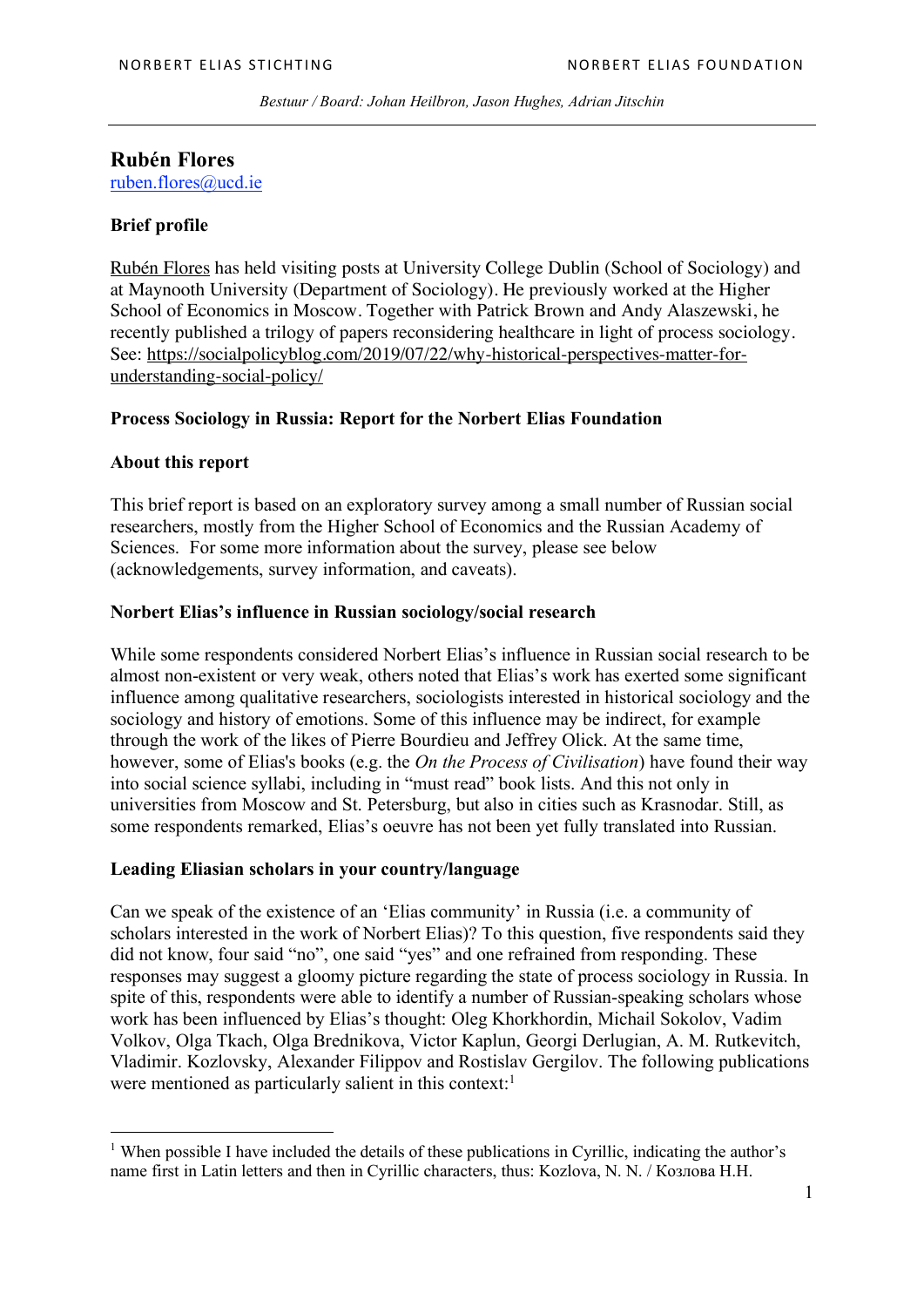# Rubén Flores

ruben.flores@ucd.ie

## Brief profile

Rubén Flores has held visiting posts at University College Dublin (School of Sociology) and at Maynooth University (Department of Sociology). He previously worked at the Higher School of Economics in Moscow. Together with Patrick Brown and Andy Alaszewski, he recently published a trilogy of papers reconsidering healthcare in light of process sociology. See: https://socialpolicyblog.com/2019/07/22/why-historical-perspectives-matter-for-understanding-social-policy/

## Process Sociology in Russia: Report for the Norbert Elias Foundation

### About this report

This brief report is based on an exploratory survey among a small number of Russian social researchers, mostly from the Higher School of Economics and the Russian Academy of Sciences. For some more information about the survey, please see below (acknowledgements, survey information, and caveats).

### Norbert Elias's influence in Russian sociology/social research

While some respondents considered Norbert Elias's influence in Russian social research to be almost non-existent or very weak, others noted that Elias's work has exerted some significant influence among qualitative researchers, sociologists interested in historical sociology and the sociology and history of emotions. Some of this influence may be indirect, for example through the work of the likes of Pierre Bourdieu and Jeffrey Olick. At the same time, however, some of Elias's books (e.g. the *On the Process of Civilisation*) have found their way into social science syllabi, including in "must read" book lists. And this not only in universities from Moscow and St. Petersburg, but also in cities such as Krasnodar. Still, as some respondents remarked, Elias's oeuvre has not been yet fully translated into Russian.

### Leading Eliasian scholars in your country/language

Can we speak of the existence of an 'Elias community' in Russia (i.e. a community of scholars interested in the work of Norbert Elias)? To this question, five respondents said they did not know, four said "no", one said "yes" and one refrained from responding. These responses may suggest a gloomy picture regarding the state of process sociology in Russia. In spite of this, respondents were able to identify a number of Russian-speaking scholars whose work has been influenced by Elias's thought: Oleg Khorkhordin, Michail Sokolov, Vadim Volkov, Olga Tkach, Olga Brednikova, Victor Kaplun, Georgi Derlugian, A. M. Rutkevitch, Vladimir. Kozlovsky, Alexander Filippov and Rostislav Gergilov. The following publications were mentioned as particularly salient in this context:[1]

---

[1] When possible I have included the details of these publications in Cyrillic, indicating the author's name first in Latin letters and then in Cyrillic characters, thus: Kozlova, N. N. / Козлова Н.Н.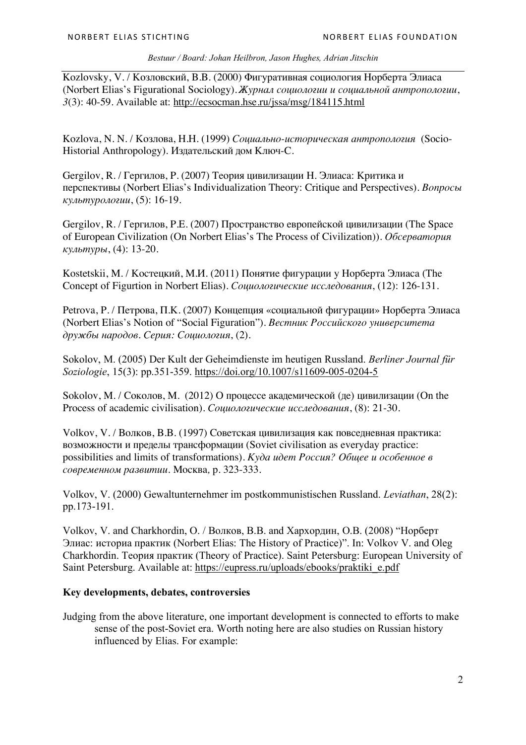Kozlovsky, V. / Козловский, В.В. (2000) Фигуративная социология Норберта Элиаса (Norbert Elias's Figurational Sociology). *Журнал социологии и социальной антропологии*, *3*(3): 40-59. Available at: http://ecsocman.hse.ru/jssa/msg/184115.html

Kozlova, N. N. / Козлова, Н.Н. (1999) *Социально-историческая антропология* (Socio-Historial Anthropology). Издательский дом Ключ-С.

Gergilov, R. / Гергилов, Р. (2007) Теория цивилизации Н. Элиаса: Критика и перспективы (Norbert Elias's Individualization Theory: Critique and Perspectives). *Вопросы культурологии*, (5): 16-19.

Gergilov, R. / Гергилов, Р.Е. (2007) Пространство европейской цивилизации (The Space of European Civilization (On Norbert Elias's The Process of Civilization)). *Обсерватория культуры*, (4): 13-20.

Kostetskii, M. / Костецкий, М.И. (2011) Понятие фигурации у Норберта Элиаса (The Concept of Figurtion in Norbert Elias). *Социологические исследования*, (12): 126-131.

Petrova, P. / Петрова, П.К. (2007) Концепция «социальной фигурации» Норберта Элиаса (Norbert Elias's Notion of "Social Figuration"). *Вестник Российского университета дружбы народов. Серия: Социология*, (2).

Sokolov, M. (2005) Der Kult der Geheimdienste im heutigen Russland. *Berliner Journal für Soziologie*, 15(3): pp.351-359. https://doi.org/10.1007/s11609-005-0204-5

Sokolov, M. / Соколов, М. (2012) О процессе академической (де) цивилизации (On the Process of academic civilisation). *Социологические исследования*, (8): 21-30.

Volkov, V. / Волков, В.В. (1997) Советская цивилизация как повседневная практика: возможности и пределы трансформации (Soviet civilisation as everyday practice: possibilities and limits of transformations). *Куда идет Россия? Общее и особенное в современном развитии*. Москва, p. 323-333.

Volkov, V. (2000) Gewaltunternehmer im postkommunistischen Russland. *Leviathan*, 28(2): pp.173-191.

Volkov, V. and Charkhordin, O. / Волков, В.В. and Хархордин, О.В. (2008) "Норберт Элиас: историа практик (Norbert Elias: The History of Practice)". In: Volkov V. and Oleg Charkhordin. Теория практик (Theory of Practice). Saint Petersburg: European University of Saint Petersburg. Available at: https://eupress.ru/uploads/ebooks/praktiki_e.pdf

**Key developments, debates, controversies**

Judging from the above literature, one important development is connected to efforts to make sense of the post-Soviet era. Worth noting here are also studies on Russian history influenced by Elias. For example: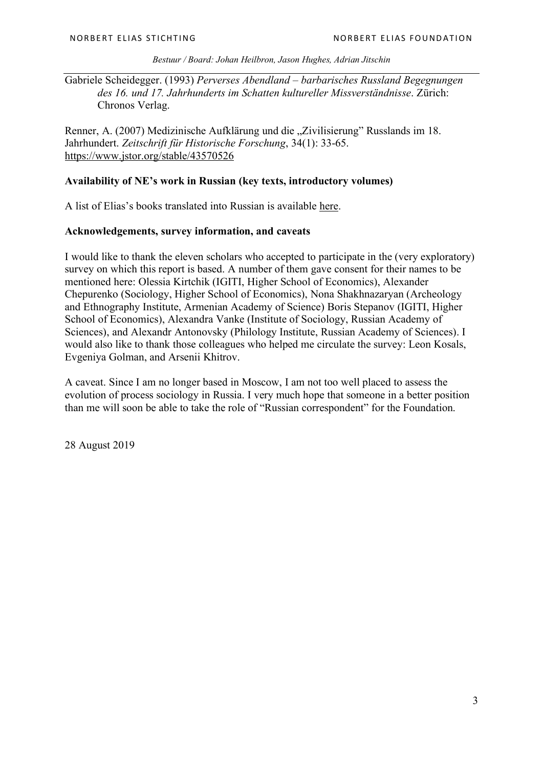Gabriele Scheidegger. (1993) *Perverses Abendland – barbarisches Russland Begegnungen des 16. und 17. Jahrhunderts im Schatten kultureller Missverständnisse*. Zürich: Chronos Verlag.

Renner, A. (2007) Medizinische Aufklärung und die „Zivilisierung" Russlands im 18. Jahrhundert. *Zeitschrift für Historische Forschung*, 34(1): 33-65. https://www.jstor.org/stable/43570526

**Availability of NE's work in Russian (key texts, introductory volumes)**

A list of Elias's books translated into Russian is available here.

**Acknowledgements, survey information, and caveats**

I would like to thank the eleven scholars who accepted to participate in the (very exploratory) survey on which this report is based. A number of them gave consent for their names to be mentioned here: Olessia Kirtchik (IGITI, Higher School of Economics), Alexander Chepurenko (Sociology, Higher School of Economics), Nona Shakhnazaryan (Archeology and Ethnography Institute, Armenian Academy of Science) Boris Stepanov (IGITI, Higher School of Economics), Alexandra Vanke (Institute of Sociology, Russian Academy of Sciences), and Alexandr Antonovsky (Philology Institute, Russian Academy of Sciences). I would also like to thank those colleagues who helped me circulate the survey: Leon Kosals, Evgeniya Golman, and Arsenii Khitrov.

A caveat. Since I am no longer based in Moscow, I am not too well placed to assess the evolution of process sociology in Russia. I very much hope that someone in a better position than me will soon be able to take the role of "Russian correspondent" for the Foundation.

28 August 2019